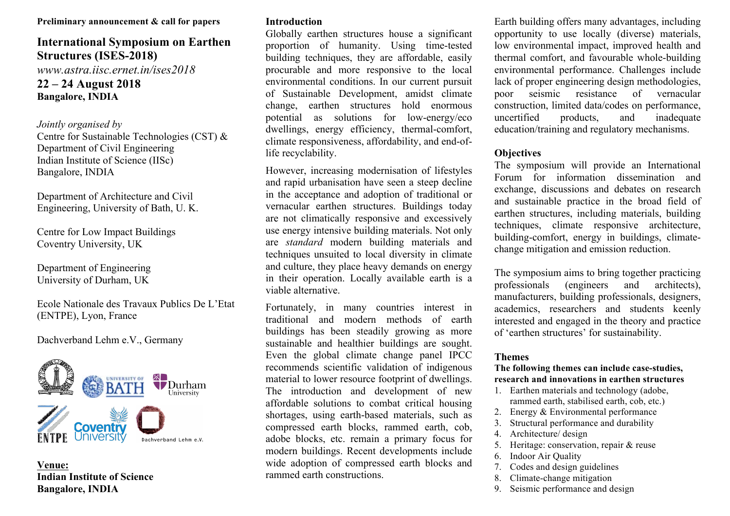**Preliminary announcement & call for papers**

# International Symposium on Earthen Structures (ISES-2018)

*www.astra.iisc.ernet.in/ises2018*

**22 – 24 August 2018**
**Bangalore, INDIA**

*Jointly organised by*

Centre for Sustainable Technologies (CST) &
Department of Civil Engineering
Indian Institute of Science (IISc)
Bangalore, INDIA

Department of Architecture and Civil Engineering, University of Bath, U. K.

Centre for Low Impact Buildings
Coventry University, UK

Department of Engineering
University of Durham, UK

Ecole Nationale des Travaux Publics De L'Etat (ENTPE), Lyon, France

Dachverband Lehm e.V., Germany

**Venue:**
**Indian Institute of Science**
**Bangalore, INDIA**

## Introduction

Globally earthen structures house a significant proportion of humanity. Using time-tested building techniques, they are affordable, easily procurable and more responsive to the local environmental conditions. In our current pursuit of Sustainable Development, amidst climate change, earthen structures hold enormous potential as solutions for low-energy/eco dwellings, energy efficiency, thermal-comfort, climate responsiveness, affordability, and end-of-life recyclability.

However, increasing modernisation of lifestyles and rapid urbanisation have seen a steep decline in the acceptance and adoption of traditional or vernacular earthen structures. Buildings today are not climatically responsive and excessively use energy intensive building materials. Not only are *standard* modern building materials and techniques unsuited to local diversity in climate and culture, they place heavy demands on energy in their operation. Locally available earth is a viable alternative.

Fortunately, in many countries interest in traditional and modern methods of earth buildings has been steadily growing as more sustainable and healthier buildings are sought. Even the global climate change panel IPCC recommends scientific validation of indigenous material to lower resource footprint of dwellings. The introduction and development of new affordable solutions to combat critical housing shortages, using earth-based materials, such as compressed earth blocks, rammed earth, cob, adobe blocks, etc. remain a primary focus for modern buildings. Recent developments include wide adoption of compressed earth blocks and rammed earth constructions.

Earth building offers many advantages, including opportunity to use locally (diverse) materials, low environmental impact, improved health and thermal comfort, and favourable whole-building environmental performance. Challenges include lack of proper engineering design methodologies, poor seismic resistance of vernacular construction, limited data/codes on performance, uncertified products, and inadequate education/training and regulatory mechanisms.

## Objectives

The symposium will provide an International Forum for information dissemination and exchange, discussions and debates on research and sustainable practice in the broad field of earthen structures, including materials, building techniques, climate responsive architecture, building-comfort, energy in buildings, climate-change mitigation and emission reduction.

The symposium aims to bring together practicing professionals (engineers and architects), manufacturers, building professionals, designers, academics, researchers and students keenly interested and engaged in the theory and practice of 'earthen structures' for sustainability.

## Themes

**The following themes can include case-studies, research and innovations in earthen structures**

1. Earthen materials and technology (adobe, rammed earth, stabilised earth, cob, etc.)
2. Energy & Environmental performance
3. Structural performance and durability
4. Architecture/ design
5. Heritage: conservation, repair & reuse
6. Indoor Air Quality
7. Codes and design guidelines
8. Climate-change mitigation
9. Seismic performance and design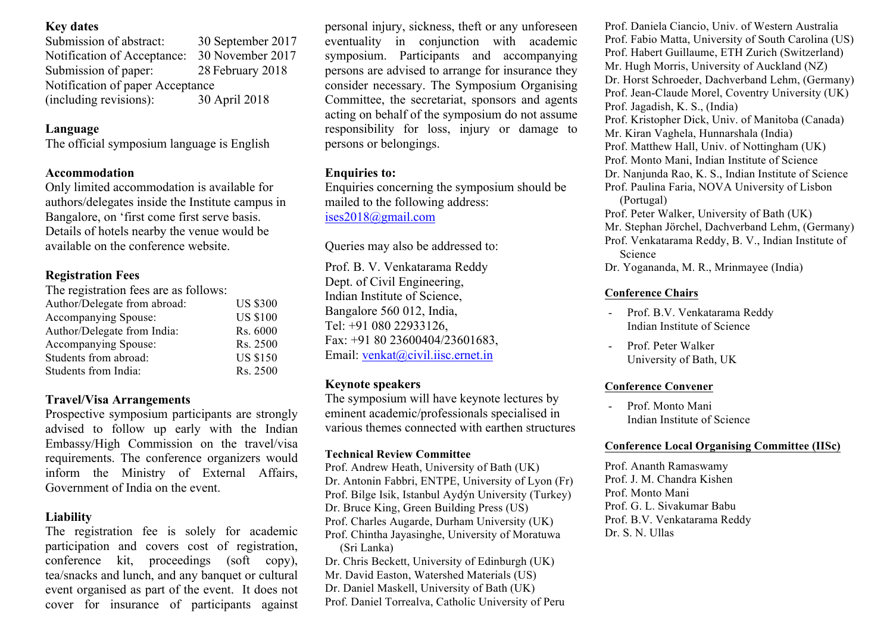## Key dates

| | |
|---|---|
| Submission of abstract: | 30 September 2017 |
| Notification of Acceptance: | 30 November 2017 |
| Submission of paper: | 28 February 2018 |
| Notification of paper Acceptance (including revisions): | 30 April 2018 |

## Language

The official symposium language is English

## Accommodation

Only limited accommodation is available for authors/delegates inside the Institute campus in Bangalore, on 'first come first serve basis. Details of hotels nearby the venue would be available on the conference website.

## Registration Fees

The registration fees are as follows:

| | |
|---|---|
| Author/Delegate from abroad: | US $300 |
| Accompanying Spouse: | US $100 |
| Author/Delegate from India: | Rs. 6000 |
| Accompanying Spouse: | Rs. 2500 |
| Students from abroad: | US $150 |
| Students from India: | Rs. 2500 |

## Travel/Visa Arrangements

Prospective symposium participants are strongly advised to follow up early with the Indian Embassy/High Commission on the travel/visa requirements. The conference organizers would inform the Ministry of External Affairs, Government of India on the event.

## Liability

The registration fee is solely for academic participation and covers cost of registration, conference kit, proceedings (soft copy), tea/snacks and lunch, and any banquet or cultural event organised as part of the event. It does not cover for insurance of participants against personal injury, sickness, theft or any unforeseen eventuality in conjunction with academic symposium. Participants and accompanying persons are advised to arrange for insurance they consider necessary. The Symposium Organising Committee, the secretariat, sponsors and agents acting on behalf of the symposium do not assume responsibility for loss, injury or damage to persons or belongings.

## Enquiries to:

Enquiries concerning the symposium should be mailed to the following address:
ises2018@gmail.com

Queries may also be addressed to:

Prof. B. V. Venkatarama Reddy
Dept. of Civil Engineering,
Indian Institute of Science,
Bangalore 560 012, India,
Tel: +91 080 22933126,
Fax: +91 80 23600404/23601683,
Email: venkat@civil.iisc.ernet.in

## Keynote speakers

The symposium will have keynote lectures by eminent academic/professionals specialised in various themes connected with earthen structures

### Technical Review Committee

Prof. Andrew Heath, University of Bath (UK)
Dr. Antonin Fabbri, ENTPE, University of Lyon (Fr)
Prof. Bilge Isik, Istanbul Aydýn University (Turkey)
Dr. Bruce King, Green Building Press (US)
Prof. Charles Augarde, Durham University (UK)
Prof. Chintha Jayasinghe, University of Moratuwa (Sri Lanka)
Dr. Chris Beckett, University of Edinburgh (UK)
Mr. David Easton, Watershed Materials (US)
Dr. Daniel Maskell, University of Bath (UK)
Prof. Daniel Torrealva, Catholic University of Peru
Prof. Daniela Ciancio, Univ. of Western Australia
Prof. Fabio Matta, University of South Carolina (US)
Prof. Habert Guillaume, ETH Zurich (Switzerland)
Mr. Hugh Morris, University of Auckland (NZ)
Dr. Horst Schroeder, Dachverband Lehm, (Germany)
Prof. Jean-Claude Morel, Coventry University (UK)
Prof. Jagadish, K. S., (India)
Prof. Kristopher Dick, Univ. of Manitoba (Canada)
Mr. Kiran Vaghela, Hunnarshala (India)
Prof. Matthew Hall, Univ. of Nottingham (UK)
Prof. Monto Mani, Indian Institute of Science
Dr. Nanjunda Rao, K. S., Indian Institute of Science
Prof. Paulina Faria, NOVA University of Lisbon (Portugal)
Prof. Peter Walker, University of Bath (UK)
Mr. Stephan Jörchel, Dachverband Lehm, (Germany)
Prof. Venkatarama Reddy, B. V., Indian Institute of Science
Dr. Yogananda, M. R., Mrinmayee (India)

### Conference Chairs

- Prof. B.V. Venkatarama Reddy
  Indian Institute of Science
- Prof. Peter Walker
  University of Bath, UK

### Conference Convener

- Prof. Monto Mani
  Indian Institute of Science

### Conference Local Organising Committee (IISc)

Prof. Ananth Ramaswamy
Prof. J. M. Chandra Kishen
Prof. Monto Mani
Prof. G. L. Sivakumar Babu
Prof. B.V. Venkatarama Reddy
Dr. S. N. Ullas